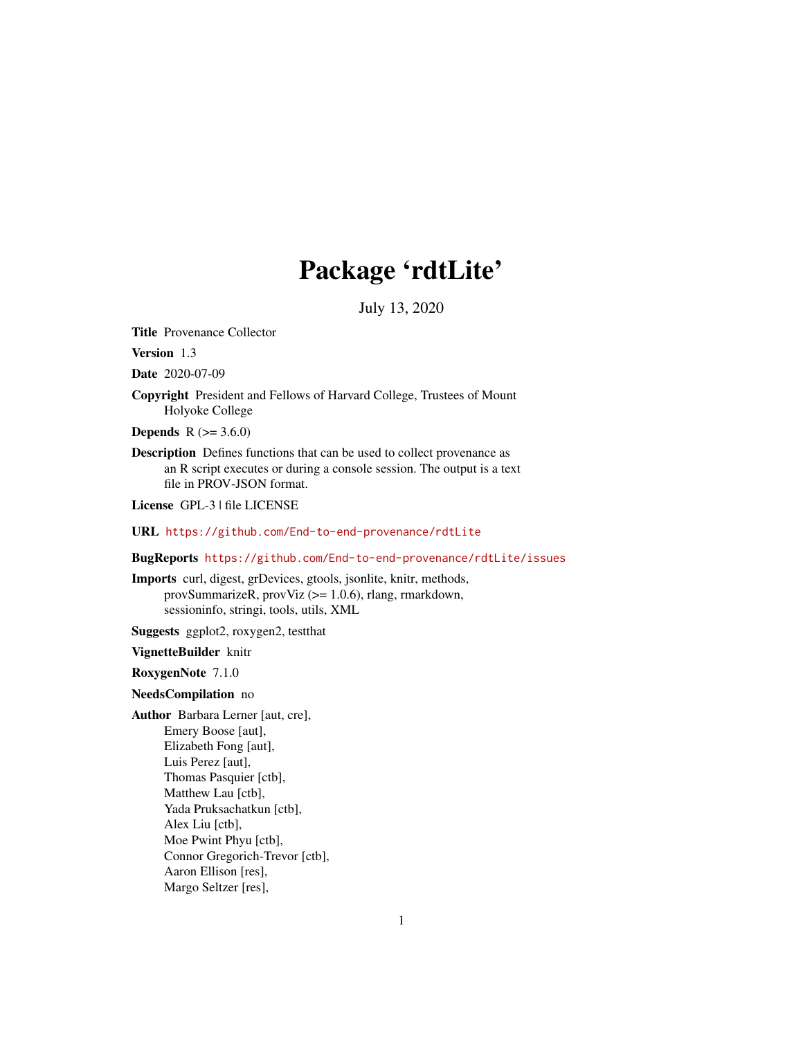# Package 'rdtLite'

July 13, 2020

**Title** Provenance Collector

**Version** 1.3

**Date** 2020-07-09

**Copyright** President and Fellows of Harvard College, Trustees of Mount Holyoke College

**Depends** R (>= 3.6.0)

**Description** Defines functions that can be used to collect provenance as an R script executes or during a console session. The output is a text file in PROV-JSON format.

**License** GPL-3 | file LICENSE

**URL** https://github.com/End-to-end-provenance/rdtLite

**BugReports** https://github.com/End-to-end-provenance/rdtLite/issues

**Imports** curl, digest, grDevices, gtools, jsonlite, knitr, methods, provSummarizeR, provViz (>= 1.0.6), rlang, rmarkdown, sessioninfo, stringi, tools, utils, XML

**Suggests** ggplot2, roxygen2, testthat

**VignetteBuilder** knitr

**RoxygenNote** 7.1.0

**NeedsCompilation** no

**Author** Barbara Lerner [aut, cre],
Emery Boose [aut],
Elizabeth Fong [aut],
Luis Perez [aut],
Thomas Pasquier [ctb],
Matthew Lau [ctb],
Yada Pruksachatkun [ctb],
Alex Liu [ctb],
Moe Pwint Phyu [ctb],
Connor Gregorich-Trevor [ctb],
Aaron Ellison [res],
Margo Seltzer [res],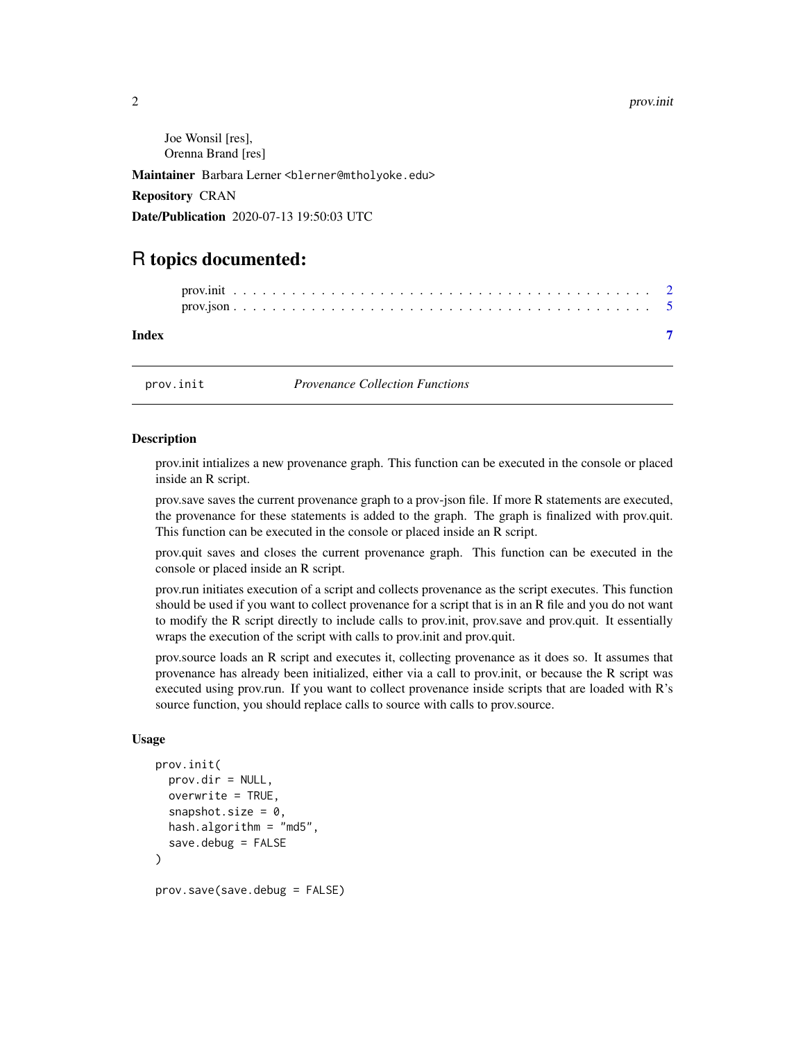Joe Wonsil [res],
Orenna Brand [res]

**Maintainer** Barbara Lerner <blerner@mtholyoke.edu>

**Repository** CRAN

**Date/Publication** 2020-07-13 19:50:03 UTC

# R topics documented:

prov.init . . . . . . . . . . . . . . . . . . . . . . . . . . . . . . . . . . . . . . . . . . . 2
prov.json . . . . . . . . . . . . . . . . . . . . . . . . . . . . . . . . . . . . . . . . . . . 5

**Index** 7

---

## prov.init — *Provenance Collection Functions*

### Description

prov.init intializes a new provenance graph. This function can be executed in the console or placed inside an R script.

prov.save saves the current provenance graph to a prov-json file. If more R statements are executed, the provenance for these statements is added to the graph. The graph is finalized with prov.quit. This function can be executed in the console or placed inside an R script.

prov.quit saves and closes the current provenance graph. This function can be executed in the console or placed inside an R script.

prov.run initiates execution of a script and collects provenance as the script executes. This function should be used if you want to collect provenance for a script that is in an R file and you do not want to modify the R script directly to include calls to prov.init, prov.save and prov.quit. It essentially wraps the execution of the script with calls to prov.init and prov.quit.

prov.source loads an R script and executes it, collecting provenance as it does so. It assumes that provenance has already been initialized, either via a call to prov.init, or because the R script was executed using prov.run. If you want to collect provenance inside scripts that are loaded with R's source function, you should replace calls to source with calls to prov.source.

### Usage

```
prov.init(
  prov.dir = NULL,
  overwrite = TRUE,
  snapshot.size = 0,
  hash.algorithm = "md5",
  save.debug = FALSE
)

prov.save(save.debug = FALSE)
```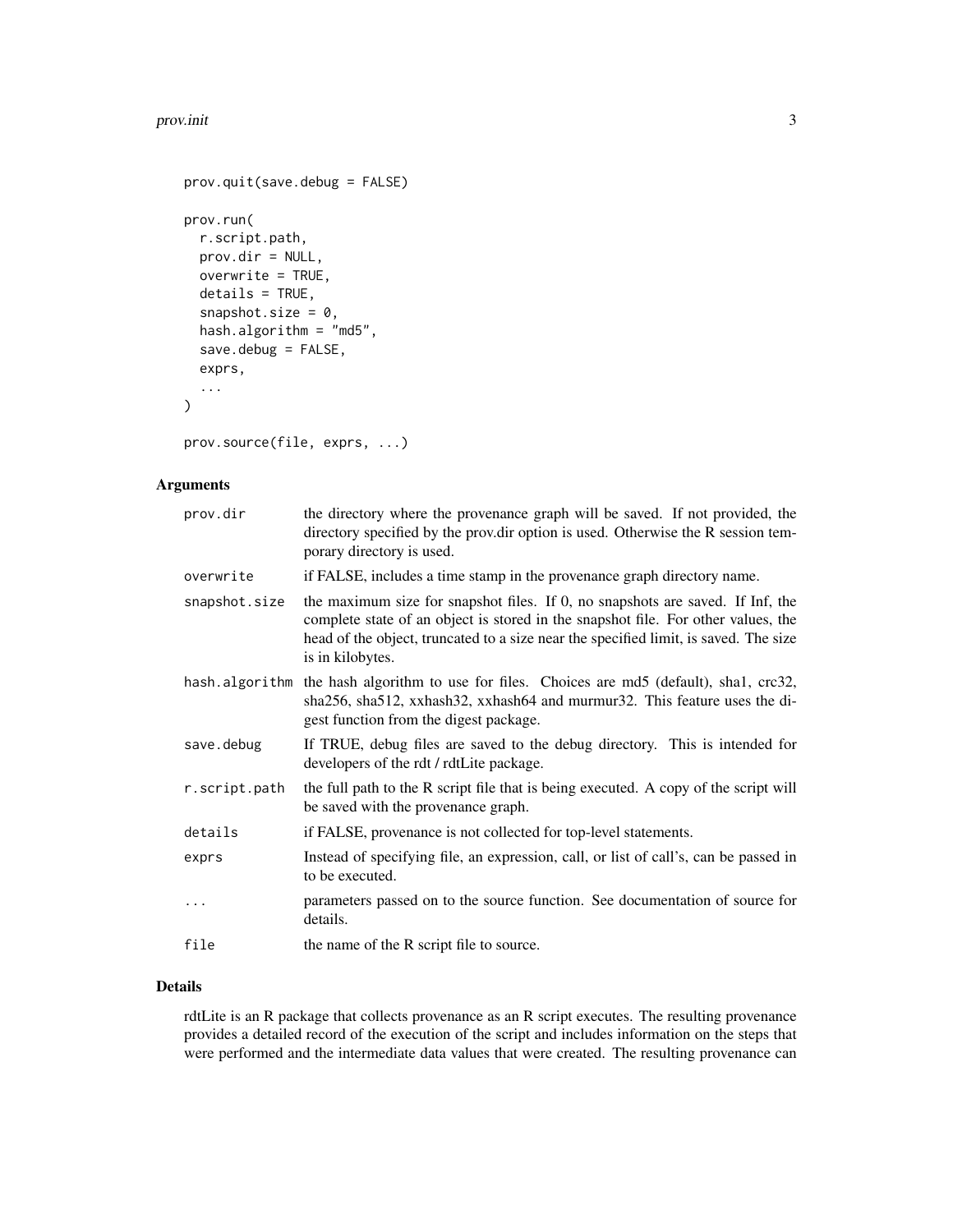```
prov.quit(save.debug = FALSE)

prov.run(
  r.script.path,
  prov.dir = NULL,
  overwrite = TRUE,
  details = TRUE,
  snapshot.size = 0,
  hash.algorithm = "md5",
  save.debug = FALSE,
  exprs,
  ...
)

prov.source(file, exprs, ...)
```

## Arguments

| | |
|---|---|
| prov.dir | the directory where the provenance graph will be saved. If not provided, the directory specified by the prov.dir option is used. Otherwise the R session temporary directory is used. |
| overwrite | if FALSE, includes a time stamp in the provenance graph directory name. |
| snapshot.size | the maximum size for snapshot files. If 0, no snapshots are saved. If Inf, the complete state of an object is stored in the snapshot file. For other values, the head of the object, truncated to a size near the specified limit, is saved. The size is in kilobytes. |
| hash.algorithm | the hash algorithm to use for files. Choices are md5 (default), sha1, crc32, sha256, sha512, xxhash32, xxhash64 and murmur32. This feature uses the digest function from the digest package. |
| save.debug | If TRUE, debug files are saved to the debug directory. This is intended for developers of the rdt / rdtLite package. |
| r.script.path | the full path to the R script file that is being executed. A copy of the script will be saved with the provenance graph. |
| details | if FALSE, provenance is not collected for top-level statements. |
| exprs | Instead of specifying file, an expression, call, or list of call's, can be passed in to be executed. |
| ... | parameters passed on to the source function. See documentation of source for details. |
| file | the name of the R script file to source. |

## Details

rdtLite is an R package that collects provenance as an R script executes. The resulting provenance provides a detailed record of the execution of the script and includes information on the steps that were performed and the intermediate data values that were created. The resulting provenance can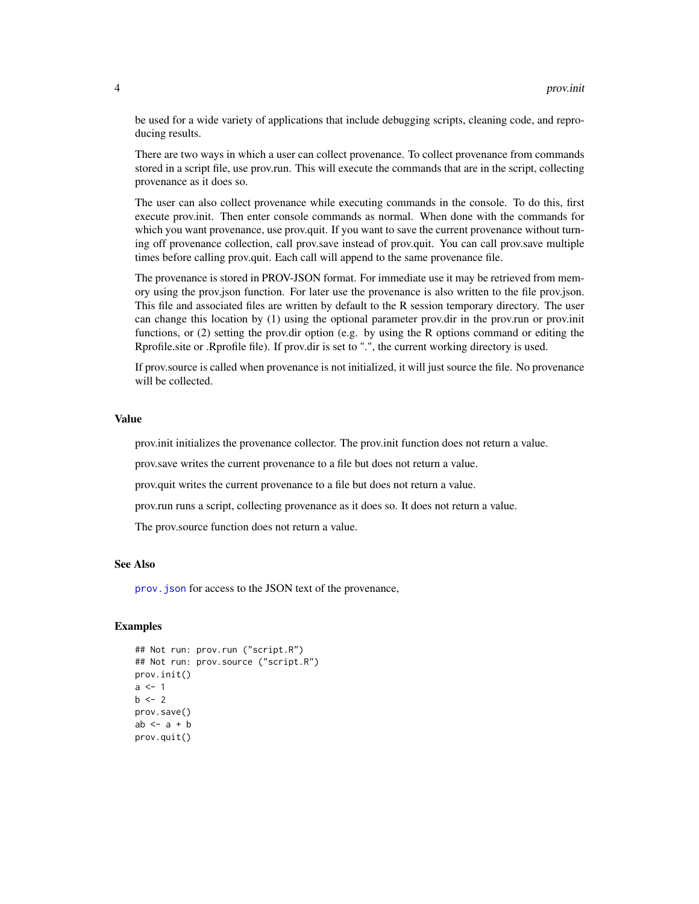be used for a wide variety of applications that include debugging scripts, cleaning code, and reproducing results.

There are two ways in which a user can collect provenance. To collect provenance from commands stored in a script file, use prov.run. This will execute the commands that are in the script, collecting provenance as it does so.

The user can also collect provenance while executing commands in the console. To do this, first execute prov.init. Then enter console commands as normal. When done with the commands for which you want provenance, use prov.quit. If you want to save the current provenance without turning off provenance collection, call prov.save instead of prov.quit. You can call prov.save multiple times before calling prov.quit. Each call will append to the same provenance file.

The provenance is stored in PROV-JSON format. For immediate use it may be retrieved from memory using the prov.json function. For later use the provenance is also written to the file prov.json. This file and associated files are written by default to the R session temporary directory. The user can change this location by (1) using the optional parameter prov.dir in the prov.run or prov.init functions, or (2) setting the prov.dir option (e.g. by using the R options command or editing the Rprofile.site or .Rprofile file). If prov.dir is set to ".", the current working directory is used.

If prov.source is called when provenance is not initialized, it will just source the file. No provenance will be collected.

## Value

prov.init initializes the provenance collector. The prov.init function does not return a value.

prov.save writes the current provenance to a file but does not return a value.

prov.quit writes the current provenance to a file but does not return a value.

prov.run runs a script, collecting provenance as it does so. It does not return a value.

The prov.source function does not return a value.

## See Also

prov.json for access to the JSON text of the provenance,

## Examples

```
## Not run: prov.run ("script.R")
## Not run: prov.source ("script.R")
prov.init()
a <- 1
b <- 2
prov.save()
ab <- a + b
prov.quit()
```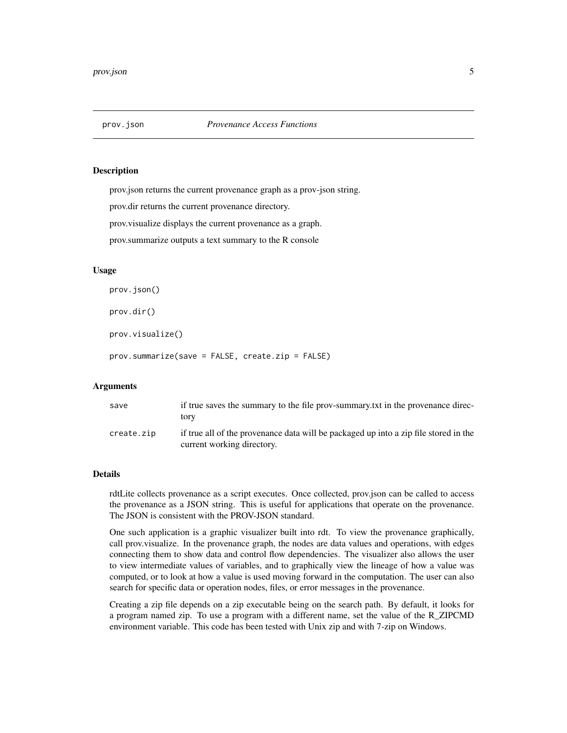## prov.json *Provenance Access Functions*

### Description

prov.json returns the current provenance graph as a prov-json string.

prov.dir returns the current provenance directory.

prov.visualize displays the current provenance as a graph.

prov.summarize outputs a text summary to the R console

### Usage

```
prov.json()

prov.dir()

prov.visualize()

prov.summarize(save = FALSE, create.zip = FALSE)
```

### Arguments

| | |
|---|---|
| `save` | if true saves the summary to the file prov-summary.txt in the provenance directory |
| `create.zip` | if true all of the provenance data will be packaged up into a zip file stored in the current working directory. |

### Details

rdtLite collects provenance as a script executes. Once collected, prov.json can be called to access the provenance as a JSON string. This is useful for applications that operate on the provenance. The JSON is consistent with the PROV-JSON standard.

One such application is a graphic visualizer built into rdt. To view the provenance graphically, call prov.visualize. In the provenance graph, the nodes are data values and operations, with edges connecting them to show data and control flow dependencies. The visualizer also allows the user to view intermediate values of variables, and to graphically view the lineage of how a value was computed, or to look at how a value is used moving forward in the computation. The user can also search for specific data or operation nodes, files, or error messages in the provenance.

Creating a zip file depends on a zip executable being on the search path. By default, it looks for a program named zip. To use a program with a different name, set the value of the R_ZIPCMD environment variable. This code has been tested with Unix zip and with 7-zip on Windows.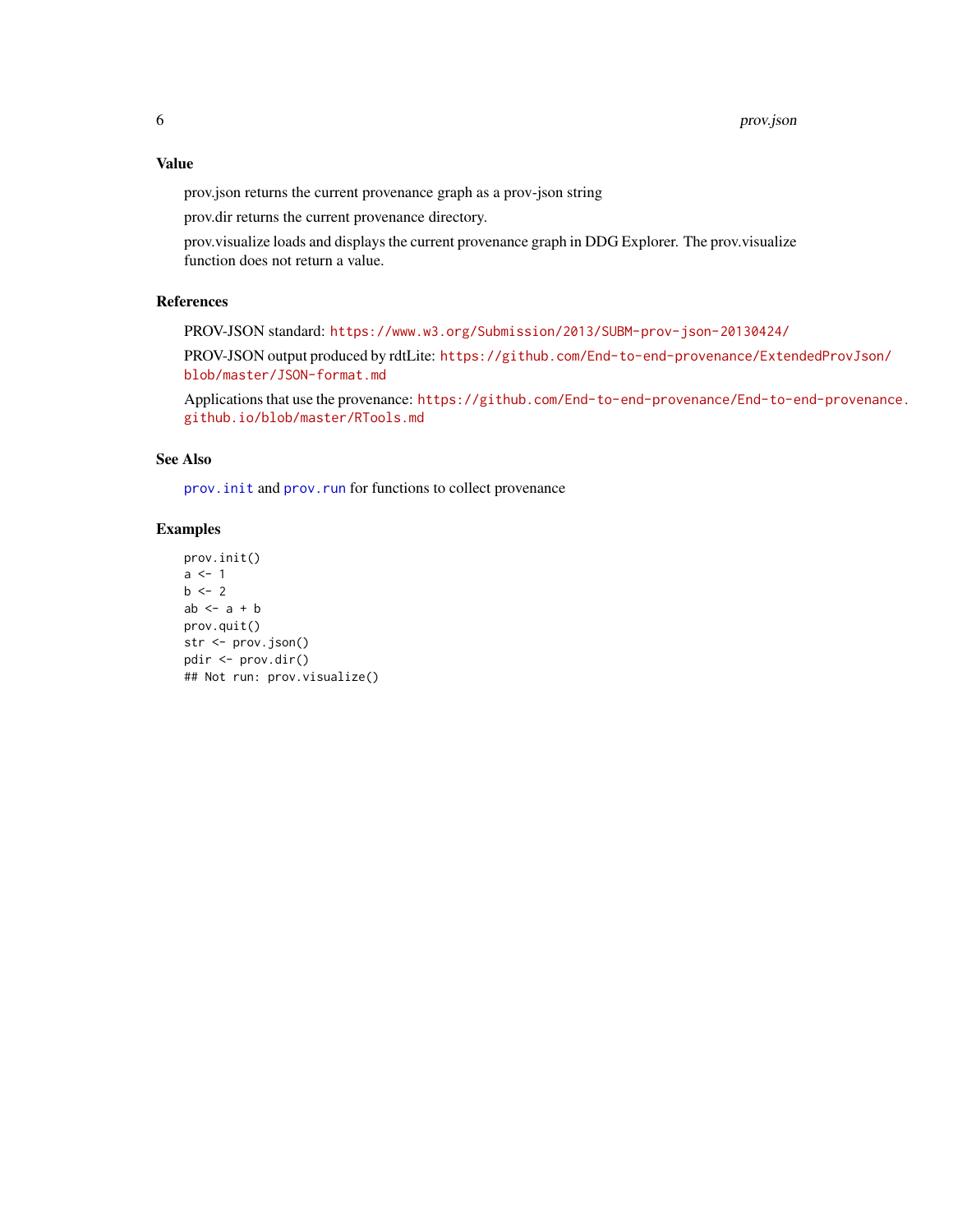### Value

prov.json returns the current provenance graph as a prov-json string

prov.dir returns the current provenance directory.

prov.visualize loads and displays the current provenance graph in DDG Explorer. The prov.visualize function does not return a value.

### References

PROV-JSON standard: https://www.w3.org/Submission/2013/SUBM-prov-json-20130424/

PROV-JSON output produced by rdtLite: https://github.com/End-to-end-provenance/ExtendedProvJson/blob/master/JSON-format.md

Applications that use the provenance: https://github.com/End-to-end-provenance/End-to-end-provenance.github.io/blob/master/RTools.md

### See Also

`prov.init` and `prov.run` for functions to collect provenance

### Examples

```
prov.init()
a <- 1
b <- 2
ab <- a + b
prov.quit()
str <- prov.json()
pdir <- prov.dir()
## Not run: prov.visualize()
```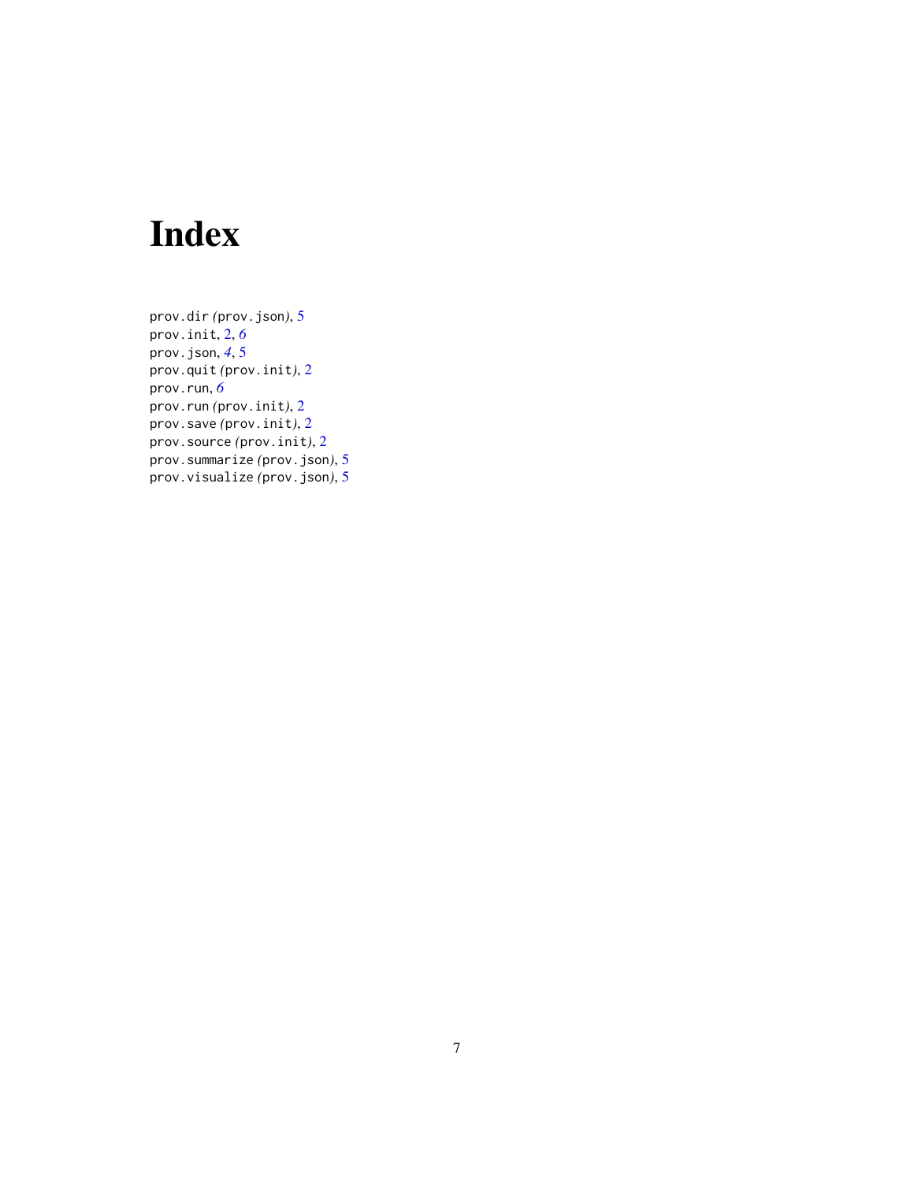# Index

prov.dir *(*prov.json*)*, 5  
prov.init, 2, *6*  
prov.json, *4*, 5  
prov.quit *(*prov.init*)*, 2  
prov.run, *6*  
prov.run *(*prov.init*)*, 2  
prov.save *(*prov.init*)*, 2  
prov.source *(*prov.init*)*, 2  
prov.summarize *(*prov.json*)*, 5  
prov.visualize *(*prov.json*)*, 5